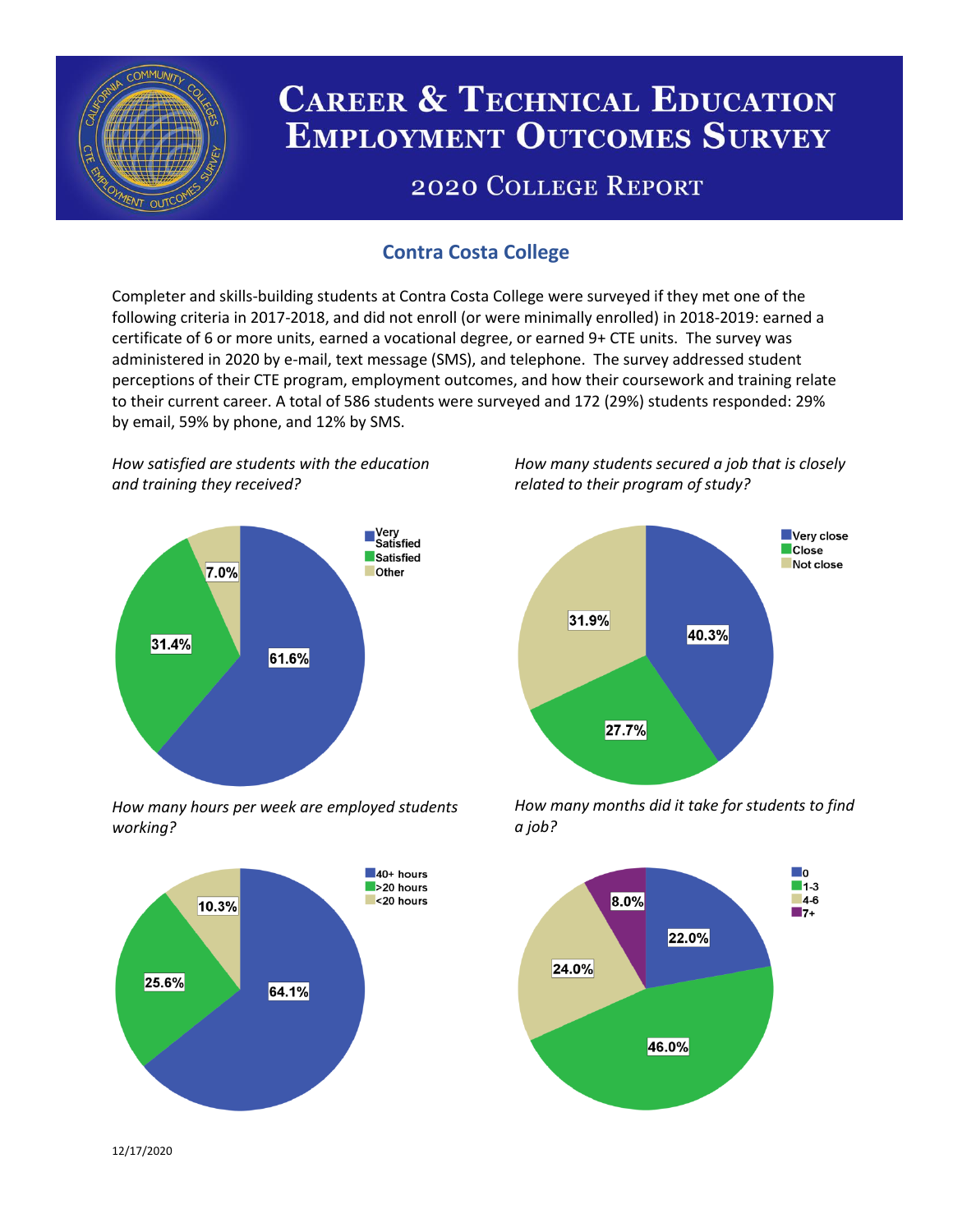# Career & Technical Education Employment Outcomes Survey

## 2020 College Report

## Contra Costa College

Completer and skills-building students at Contra Costa College were surveyed if they met one of the following criteria in 2017-2018, and did not enroll (or were minimally enrolled) in 2018-2019: earned a certificate of 6 or more units, earned a vocational degree, or earned 9+ CTE units. The survey was administered in 2020 by e-mail, text message (SMS), and telephone. The survey addressed student perceptions of their CTE program, employment outcomes, and how their coursework and training relate to their current career. A total of 586 students were surveyed and 172 (29%) students responded: 29% by email, 59% by phone, and 12% by SMS.

*How satisfied are students with the education and training they received?*

| Response | Percent |
|---|---|
| Very Satisfied | 61.6% |
| Satisfied | 31.4% |
| Other | 7.0% |

*How many students secured a job that is closely related to their program of study?*

| Response | Percent |
|---|---|
| Very close | 40.3% |
| Close | 27.7% |
| Not close | 31.9% |

*How many hours per week are employed students working?*

| Response | Percent |
|---|---|
| 40+ hours | 64.1% |
| >20 hours | 25.6% |
| <20 hours | 10.3% |

*How many months did it take for students to find a job?*

| Months | Percent |
|---|---|
| 0 | 22.0% |
| 1-3 | 46.0% |
| 4-6 | 24.0% |
| 7+ | 8.0% |

12/17/2020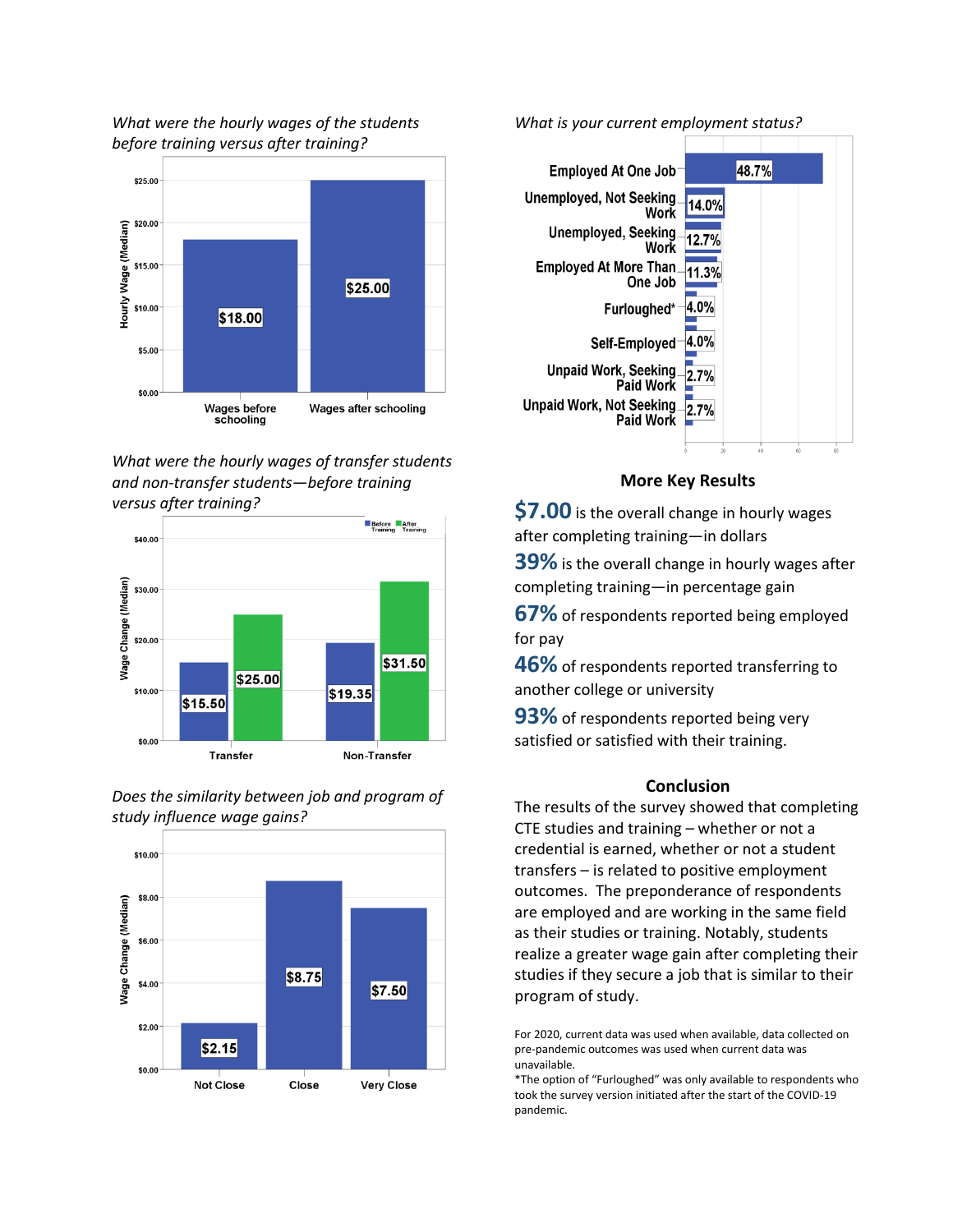*What were the hourly wages of the students before training versus after training?*

Hourly Wage (Median)

$25.00
$20.00
$15.00
$10.00
$5.00
$0.00

$18.00
$25.00

Wages before schooling
Wages after schooling

*What were the hourly wages of transfer students and non-transfer students—before training versus after training?*

Before Training
After Training

Wage Change (Median)

$40.00
$30.00
$20.00
$10.00
$0.00

$15.50
$25.00
$19.35
$31.50

Transfer
Non-Transfer

*Does the similarity between job and program of study influence wage gains?*

Wage Change (Median)

$10.00
$8.00
$6.00
$4.00
$2.00
$0.00

$2.15
$8.75
$7.50

Not Close
Close
Very Close

*What is your current employment status?*

Employed At One Job 48.7%
Unemployed, Not Seeking Work 14.0%
Unemployed, Seeking Work 12.7%
Employed At More Than One Job 11.3%
Furloughed* 4.0%
Self-Employed 4.0%
Unpaid Work, Seeking Paid Work 2.7%
Unpaid Work, Not Seeking Paid Work 2.7%

0 20 40 60 80

## More Key Results

**$7.00** is the overall change in hourly wages after completing training—in dollars

**39%** is the overall change in hourly wages after completing training—in percentage gain

**67%** of respondents reported being employed for pay

**46%** of respondents reported transferring to another college or university

**93%** of respondents reported being very satisfied or satisfied with their training.

## Conclusion

The results of the survey showed that completing CTE studies and training – whether or not a credential is earned, whether or not a student transfers – is related to positive employment outcomes. The preponderance of respondents are employed and are working in the same field as their studies or training. Notably, students realize a greater wage gain after completing their studies if they secure a job that is similar to their program of study.

For 2020, current data was used when available, data collected on pre-pandemic outcomes was used when current data was unavailable.
*The option of "Furloughed" was only available to respondents who took the survey version initiated after the start of the COVID-19 pandemic.